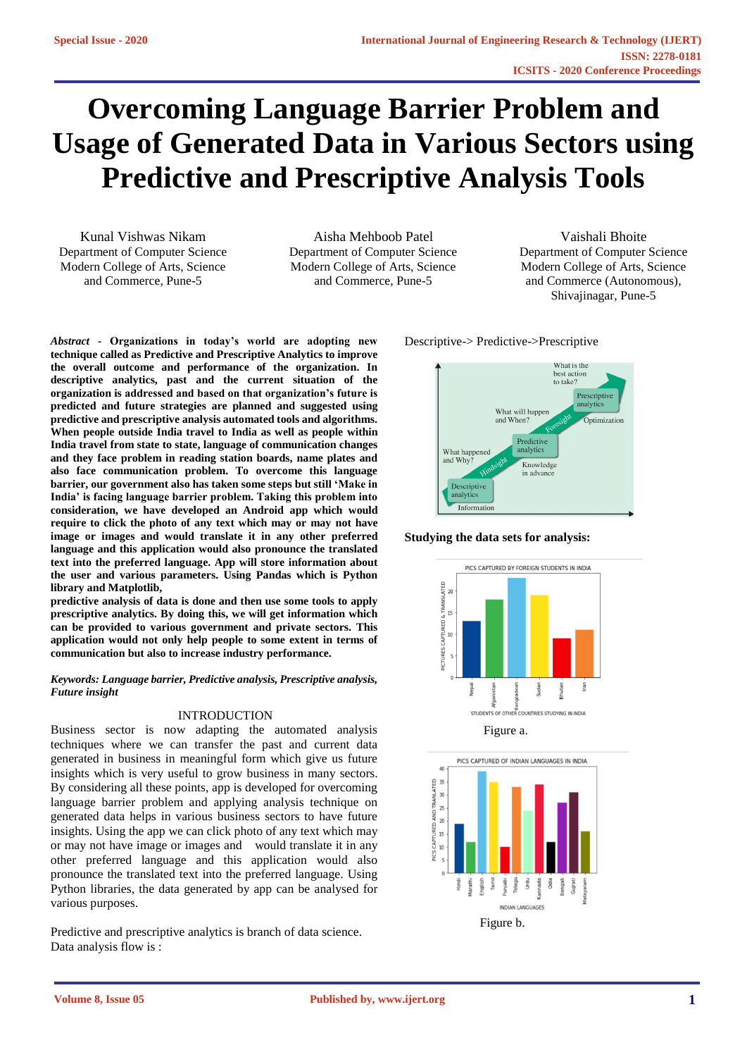# Overcoming Language Barrier Problem and Usage of Generated Data in Various Sectors using Predictive and Prescriptive Analysis Tools

Kunal Vishwas Nikam
Department of Computer Science
Modern College of Arts, Science and Commerce, Pune-5

Aisha Mehboob Patel
Department of Computer Science
Modern College of Arts, Science and Commerce, Pune-5

Vaishali Bhoite
Department of Computer Science
Modern College of Arts, Science and Commerce (Autonomous), Shivajinagar, Pune-5

***Abstract*** **- Organizations in today's world are adopting new technique called as Predictive and Prescriptive Analytics to improve the overall outcome and performance of the organization. In descriptive analytics, past and the current situation of the organization is addressed and based on that organization's future is predicted and future strategies are planned and suggested using predictive and prescriptive analysis automated tools and algorithms. When people outside India travel to India as well as people within India travel from state to state, language of communication changes and they face problem in reading station boards, name plates and also face communication problem. To overcome this language barrier, our government also has taken some steps but still 'Make in India' is facing language barrier problem. Taking this problem into consideration, we have developed an Android app which would require to click the photo of any text which may or may not have image or images and would translate it in any other preferred language and this application would also pronounce the translated text into the preferred language. App will store information about the user and various parameters. Using Pandas which is Python library and Matplotlib,**

**predictive analysis of data is done and then use some tools to apply prescriptive analytics. By doing this, we will get information which can be provided to various government and private sectors. This application would not only help people to some extent in terms of communication but also to increase industry performance.**

***Keywords: Language barrier, Predictive analysis, Prescriptive analysis, Future insight***

## INTRODUCTION

Business sector is now adapting the automated analysis techniques where we can transfer the past and current data generated in business in meaningful form which give us future insights which is very useful to grow business in many sectors. By considering all these points, app is developed for overcoming language barrier problem and applying analysis technique on generated data helps in various business sectors to have future insights. Using the app we can click photo of any text which may or may not have image or images and would translate it in any other preferred language and this application would also pronounce the translated text into the preferred language. Using Python libraries, the data generated by app can be analysed for various purposes.

Predictive and prescriptive analytics is branch of data science. Data analysis flow is :

Descriptive-> Predictive->Prescriptive

**Studying the data sets for analysis:**

Figure a.

Figure b.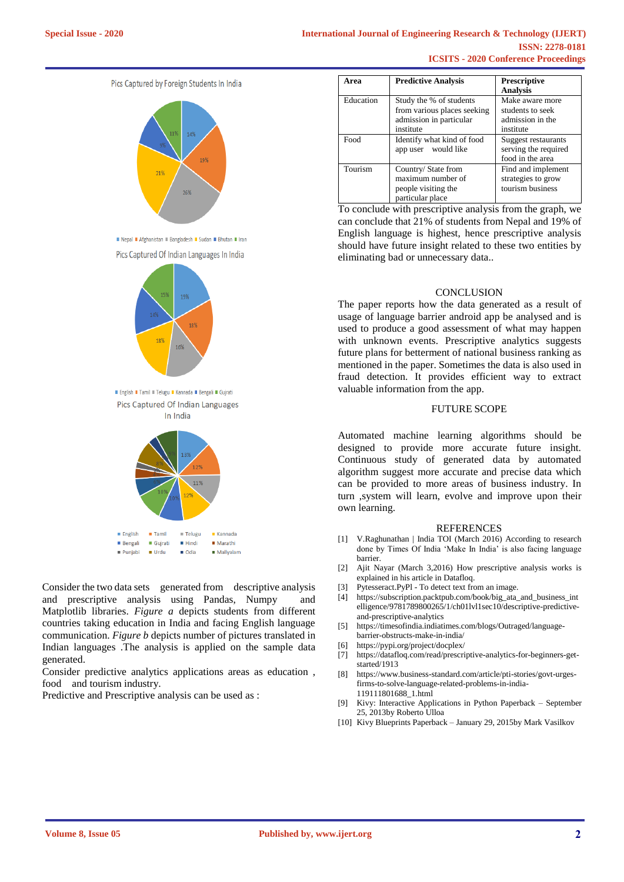Pics Captured by Foreign Students In India

14%
19%
26%
21%
9%
11%

Nepal Afghanistan Bangladesh Sudan Bhutan Iran

Pics Captured Of Indian Languages In India

19%
18%
16%
18%
14%
15%

English Tamil Telugu Kannada Bengali Gujrati

Pics Captured Of Indian Languages In India

13%
12%
11%
12%
10%
10%
5%
2%
3%
2%
6%

English Tamil Telugu Kannada Bengali Gujrati Hindi Marathi Punjabi Urdu Odia Mallyalam

Consider the two data sets generated from descriptive analysis and prescriptive analysis using Pandas, Numpy and Matplotlib libraries. *Figure a* depicts students from different countries taking education in India and facing English language communication. *Figure b* depicts number of pictures translated in Indian languages .The analysis is applied on the sample data generated.

Consider predictive analytics applications areas as education , food and tourism industry.

Predictive and Prescriptive analysis can be used as :

| Area | Predictive Analysis | Prescriptive Analysis |
|---|---|---|
| Education | Study the % of students from various places seeking admission in particular institute | Make aware more students to seek admission in the institute |
| Food | Identify what kind of food app user would like | Suggest restaurants serving the required food in the area |
| Tourism | Country/ State from maximum number of people visiting the particular place | Find and implement strategies to grow tourism business |

To conclude with prescriptive analysis from the graph, we can conclude that 21% of students from Nepal and 19% of English language is highest, hence prescriptive analysis should have future insight related to these two entities by eliminating bad or unnecessary data..

## CONCLUSION

The paper reports how the data generated as a result of usage of language barrier android app be analysed and is used to produce a good assessment of what may happen with unknown events. Prescriptive analytics suggests future plans for betterment of national business ranking as mentioned in the paper. Sometimes the data is also used in fraud detection. It provides efficient way to extract valuable information from the app.

## FUTURE SCOPE

Automated machine learning algorithms should be designed to provide more accurate future insight. Continuous study of generated data by automated algorithm suggest more accurate and precise data which can be provided to more areas of business industry. In turn ,system will learn, evolve and improve upon their own learning.

## REFERENCES

[1] V.Raghunathan | India TOI (March 2016) According to research done by Times Of India 'Make In India' is also facing language barrier.

[2] Ajit Nayar (March 3,2016) How prescriptive analysis works is explained in his article in Datafloq.

[3] Pytesseract.PyPI - To detect text from an image.

[4] https://subscription.packtpub.com/book/big_ata_and_business_intelligence/9781789800265/1/ch01lvl1sec10/descriptive-predictive-and-prescriptive-analytics

[5] https://timesofindia.indiatimes.com/blogs/Outraged/language-barrier-obstructs-make-in-india/

[6] https://pypi.org/project/docplex/

[7] https://datafloq.com/read/prescriptive-analytics-for-beginners-get-started/1913

[8] https://www.business-standard.com/article/pti-stories/govt-urges-firms-to-solve-language-related-problems-in-india-119111801688_1.html

[9] Kivy: Interactive Applications in Python Paperback – September 25, 2013by Roberto Ulloa

[10] Kivy Blueprints Paperback – January 29, 2015by Mark Vasilkov